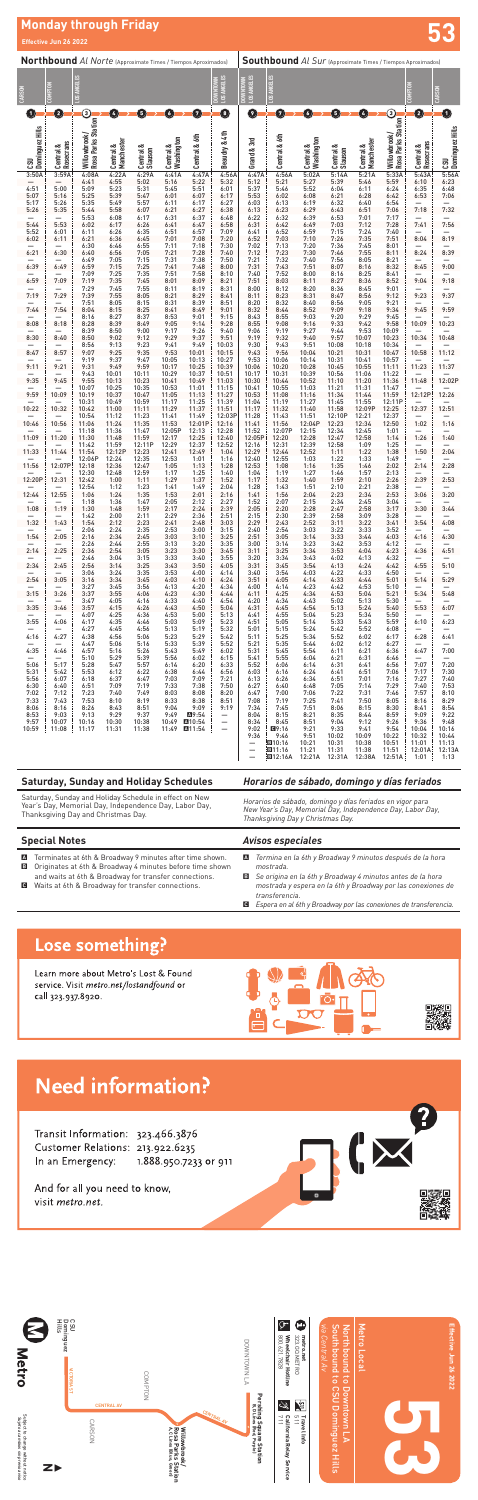# Monday through Friday

**Effective Jun 26 2022**

# 53

## Northbound *Al Norte* (Approximate Times / *Tiempos Aproximados*)

| CSU Dominguez Hills (1) | Central & Rosecrans (2) | Willowbrook / Rosa Parks Station (3) | Central & Manchester (4) | Central & Slauson (5) | Central & Washington (6) | Central & 6th (7) | Broadway & 4th (8) |
|---|---|---|---|---|---|---|---|
| 3:56A | 3:59A | 4:08A | 4:22A | 4:29A | 4:41A | 4:47A | 4:56A |
| 4:51 | 5:00 | 5:09 | 5:23 | 5:31 | 5:45 | 5:51 | 6:01 |
| 5:07 | 5:16 | 5:25 | 5:39 | 5:47 | 6:01 | 6:07 | 6:17 |
| 5:17 | 5:26 | 5:35 | 5:49 | 5:57 | 6:11 | 6:17 | 6:27 |
| 5:26 | 5:35 | 5:44 | 5:58 | 6:07 | 6:21 | 6:27 | 6:38 |
| — | — | 5:53 | 6:08 | 6:17 | 6:31 | 6:37 | 6:48 |
| 5:44 | 5:53 | 6:02 | 6:17 | 6:26 | 6:41 | 6:47 | 6:58 |
| 5:52 | 6:01 | 6:11 | 6:26 | 6:35 | 6:51 | 6:57 | 7:09 |
| 6:02 | 6:11 | 6:21 | 6:36 | 6:45 | 7:01 | 7:08 | 7:20 |
| — | — | 6:30 | 6:46 | 6:55 | 7:11 | 7:18 | 7:30 |
| 6:21 | 6:30 | 6:40 | 6:56 | 7:05 | 7:21 | 7:28 | 7:40 |
| — | — | 6:49 | 7:05 | 7:15 | 7:31 | 7:38 | 7:50 |
| 6:39 | 6:49 | 6:59 | 7:15 | 7:25 | 7:41 | 7:48 | 8:00 |
| — | — | 7:09 | 7:25 | 7:35 | 7:51 | 7:58 | 8:10 |
| 6:59 | 7:09 | 7:19 | 7:35 | 7:45 | 8:01 | 8:09 | 8:21 |
| — | — | 7:29 | 7:45 | 7:55 | 8:11 | 8:19 | 8:31 |
| 7:19 | 7:29 | 7:39 | 7:55 | 8:05 | 8:21 | 8:29 | 8:41 |
| — | — | 7:51 | 8:05 | 8:15 | 8:31 | 8:39 | 8:51 |
| 7:44 | 7:54 | 8:04 | 8:15 | 8:25 | 8:41 | 8:49 | 9:01 |
| — | — | 8:16 | 8:27 | 8:37 | 8:53 | 9:01 | 9:13 |
| 8:08 | 8:18 | 8:28 | 8:39 | 8:49 | 9:05 | 9:14 | 9:26 |
| — | — | 8:39 | 8:50 | 9:00 | 9:17 | 9:26 | 9:40 |
| 8:30 | 8:40 | 8:50 | 9:02 | 9:12 | 9:29 | 9:37 | 9:51 |
| — | — | 8:56 | 9:13 | 9:23 | 9:41 | 9:49 | 10:03 |
| 8:47 | 8:57 | 9:07 | 9:25 | 9:35 | 9:53 | 10:01 | 10:15 |
| — | — | 9:19 | 9:37 | 9:47 | 10:05 | 10:13 | 10:27 |
| 9:11 | 9:21 | 9:31 | 9:49 | 9:59 | 10:17 | 10:25 | 10:39 |
| — | — | 9:43 | 10:01 | 10:11 | 10:29 | 10:37 | 10:51 |
| 9:35 | 9:45 | 9:55 | 10:13 | 10:23 | 10:41 | 10:49 | 11:03 |
| — | — | 10:07 | 10:25 | 10:35 | 10:53 | 11:01 | 11:15 |
| 9:59 | 10:09 | 10:19 | 10:37 | 10:47 | 11:05 | 11:13 | 11:27 |
| — | — | 10:31 | 10:49 | 10:59 | 11:17 | 11:25 | 11:39 |
| 10:22 | 10:32 | 10:42 | 11:00 | 11:11 | 11:29 | 11:37 | 11:51 |
| — | — | 10:54 | 11:12 | 11:23 | 11:41 | 11:49 | 12:03P |
| 10:46 | 10:56 | 11:06 | 11:24 | 11:35 | 11:53 | 12:01P | 12:16 |
| — | — | 11:18 | 11:36 | 11:47 | 12:05P | 12:13 | 12:28 |
| 11:09 | 11:20 | 11:30 | 11:48 | 11:59 | 12:17 | 12:25 | 12:40 |
| — | — | 11:42 | 11:59 | 12:11P | 12:29 | 12:37 | 12:52 |
| 11:33 | 11:44 | 11:54 | 12:12P | 12:23 | 12:41 | 12:49 | 1:04 |
| — | — | 12:06P | 12:24 | 12:35 | 12:53 | 1:01 | 1:16 |
| 11:56 | 12:07P | 12:18 | 12:36 | 12:47 | 1:05 | 1:13 | 1:28 |
| — | — | 12:30 | 12:48 | 12:59 | 1:17 | 1:25 | 1:40 |
| 12:20P | 12:31 | 12:42 | 1:00 | 1:11 | 1:29 | 1:37 | 1:52 |
| — | — | 12:54 | 1:12 | 1:23 | 1:41 | 1:49 | 2:04 |
| 12:44 | 12:55 | 1:06 | 1:24 | 1:35 | 1:53 | 2:01 | 2:16 |
| — | — | 1:18 | 1:36 | 1:47 | 2:05 | 2:12 | 2:27 |
| 1:08 | 1:19 | 1:30 | 1:48 | 1:59 | 2:17 | 2:24 | 2:39 |
| — | — | 1:42 | 2:00 | 2:11 | 2:29 | 2:36 | 2:51 |
| 1:32 | 1:43 | 1:54 | 2:12 | 2:23 | 2:41 | 2:48 | 3:03 |
| — | — | 2:06 | 2:24 | 2:35 | 2:53 | 3:00 | 3:15 |
| 1:54 | 2:05 | 2:16 | 2:34 | 2:45 | 3:03 | 3:10 | 3:25 |
| — | — | 2:26 | 2:44 | 2:55 | 3:13 | 3:20 | 3:35 |
| 2:14 | 2:25 | 2:36 | 2:54 | 3:05 | 3:23 | 3:30 | 3:45 |
| — | — | 2:46 | 3:04 | 3:15 | 3:33 | 3:40 | 3:55 |
| 2:34 | 2:45 | 2:56 | 3:14 | 3:25 | 3:43 | 3:50 | 4:05 |
| — | — | 3:06 | 3:24 | 3:35 | 3:53 | 4:00 | 4:14 |
| 2:54 | 3:05 | 3:16 | 3:34 | 3:45 | 4:03 | 4:10 | 4:24 |
| — | — | 3:27 | 3:45 | 3:56 | 4:13 | 4:20 | 4:34 |
| 3:15 | 3:26 | 3:37 | 3:55 | 4:06 | 4:23 | 4:30 | 4:44 |
| — | — | 3:47 | 4:05 | 4:16 | 4:33 | 4:40 | 4:54 |
| 3:35 | 3:46 | 3:57 | 4:15 | 4:26 | 4:43 | 4:50 | 5:04 |
| — | — | 4:07 | 4:25 | 4:36 | 4:53 | 5:00 | 5:13 |
| 3:55 | 4:06 | 4:17 | 4:35 | 4:46 | 5:03 | 5:09 | 5:23 |
| — | — | 4:27 | 4:45 | 4:56 | 5:13 | 5:19 | 5:32 |
| 4:16 | 4:27 | 4:38 | 4:56 | 5:06 | 5:23 | 5:29 | 5:42 |
| — | — | 4:47 | 5:06 | 5:16 | 5:33 | 5:39 | 5:52 |
| 4:35 | 4:46 | 4:57 | 5:16 | 5:26 | 5:43 | 5:49 | 6:02 |
| — | — | 5:07 | 5:26 | 5:39 | 5:56 | 6:02 | 6:15 |
| 5:06 | 5:17 | 5:28 | 5:47 | 5:57 | 6:14 | 6:20 | 6:33 |
| 5:31 | 5:42 | 5:53 | 6:12 | 6:22 | 6:38 | 6:44 | 6:56 |
| 5:56 | 6:07 | 6:18 | 6:37 | 6:47 | 7:03 | 7:09 | 7:21 |
| 6:29 | 6:40 | 6:51 | 7:09 | 7:19 | 7:33 | 7:38 | 7:50 |
| 7:02 | 7:12 | 7:23 | 7:40 | 7:49 | 8:03 | 8:08 | 8:20 |
| 7:33 | 7:43 | 7:53 | 8:10 | 8:19 | 8:33 | 8:38 | 8:51 |
| 8:06 | 8:16 | 8:26 | 8:43 | 8:51 | 9:04 | 9:09 | 9:19 |
| 8:53 | 9:03 | 9:13 | 9:29 | 9:37 | 9:49 | A 9:54 | — |
| 9:57 | 10:07 | 10:16 | 10:30 | 10:38 | 10:49 | A 10:54 | — |
| 10:59 | 11:08 | 11:17 | 11:31 | 11:38 | 11:49 | A 11:54 | — |

## Southbound *Al Sur* (Approximate Times / *Tiempos Aproximados*)

| Grand & 3rd (8) | Central & 6th (7) | Central & Washington (6) | Central & Slauson (5) | Central & Manchester (4) | Willowbrook / Rosa Parks Station (3) | Central & Rosecrans (2) | CSU Dominguez Hills (1) |
|---|---|---|---|---|---|---|---|
| 4:47A | 4:56A | 5:02A | 5:14A | 5:21A | 5:33A | 5:43A | 5:56A |
| 5:12 | 5:21 | 5:27 | 5:39 | 5:46 | 5:59 | 6:10 | 6:23 |
| 5:37 | 5:46 | 5:52 | 6:04 | 6:11 | 6:24 | 6:35 | 6:48 |
| 5:53 | 6:02 | 6:08 | 6:21 | 6:28 | 6:42 | 6:53 | 7:06 |
| 6:03 | 6:13 | 6:19 | 6:32 | 6:40 | 6:54 | — | — |
| 6:13 | 6:23 | 6:29 | 6:42 | 6:51 | 7:05 | 7:18 | 7:32 |
| 6:22 | 6:32 | 6:39 | 6:53 | 7:01 | 7:17 | — | — |
| 6:31 | 6:42 | 6:49 | 7:03 | 7:12 | 7:28 | 7:41 | 7:56 |
| 6:41 | 6:52 | 6:59 | 7:15 | 7:24 | 7:40 | — | — |
| 6:52 | 7:03 | 7:10 | 7:26 | 7:35 | 7:51 | 8:04 | 8:19 |
| 7:02 | 7:13 | 7:20 | 7:36 | 7:45 | 8:01 | — | — |
| 7:12 | 7:23 | 7:30 | 7:46 | 7:55 | 8:11 | 8:24 | 8:39 |
| 7:21 | 7:32 | 7:40 | 7:56 | 8:05 | 8:21 | — | — |
| 7:31 | 7:43 | 7:51 | 8:07 | 8:16 | 8:32 | 8:45 | 9:00 |
| 7:40 | 7:52 | 8:00 | 8:16 | 8:25 | 8:41 | — | — |
| 7:51 | 8:03 | 8:11 | 8:27 | 8:36 | 8:52 | 9:04 | 9:18 |
| 8:00 | 8:12 | 8:20 | 8:36 | 8:45 | 9:01 | — | — |
| 8:11 | 8:23 | 8:31 | 8:47 | 8:56 | 9:12 | 9:23 | 9:37 |
| 8:20 | 8:32 | 8:40 | 8:56 | 9:05 | 9:21 | — | — |
| 8:32 | 8:44 | 8:52 | 9:09 | 9:18 | 9:34 | 9:45 | 9:59 |
| 8:43 | 8:55 | 9:03 | 9:20 | 9:29 | 9:45 | — | — |
| 8:55 | 9:08 | 9:16 | 9:33 | 9:42 | 9:58 | 10:09 | 10:23 |
| 9:06 | 9:19 | 9:27 | 9:44 | 9:53 | 10:09 | — | — |
| 9:19 | 9:32 | 9:40 | 9:57 | 10:07 | 10:23 | 10:34 | 10:48 |
| 9:30 | 9:43 | 9:51 | 10:08 | 10:18 | 10:34 | — | — |
| 9:43 | 9:56 | 10:04 | 10:21 | 10:31 | 10:47 | 10:58 | 11:12 |
| 9:53 | 10:06 | 10:14 | 10:31 | 10:41 | 10:57 | — | — |
| 10:06 | 10:20 | 10:28 | 10:45 | 10:55 | 11:11 | 11:23 | 11:37 |
| 10:17 | 10:31 | 10:39 | 10:56 | 11:06 | 11:22 | — | — |
| 10:29 | 10:44 | 10:52 | 11:10 | 11:20 | 11:36 | 11:48 | 12:02P |
| 10:41 | 10:55 | 11:03 | 11:21 | 11:31 | 11:47 | — | — |
| 10:53 | 11:08 | 11:16 | 11:34 | 11:44 | 11:59 | 12:12P | 12:26 |
| 11:04 | 11:19 | 11:27 | 11:45 | 11:55 | 12:11P | — | — |
| 11:17 | 11:32 | 11:40 | 11:58 | 12:09P | 12:25 | 12:37 | 12:51 |
| 11:28 | 11:43 | 11:51 | 12:10P | 12:21 | 12:37 | — | — |
| 11:41 | 11:56 | 12:04P | 12:23 | 12:34 | 12:50 | 1:02 | 1:16 |
| 11:52 | 12:07P | 12:15 | 12:34 | 12:45 | 1:01 | — | — |
| 12:05P | 12:20 | 12:28 | 12:47 | 12:58 | 1:14 | 1:26 | 1:40 |
| 12:16 | 12:31 | 12:39 | 12:58 | 1:09 | 1:25 | — | — |
| 12:29 | 12:44 | 12:52 | 1:11 | 1:22 | 1:38 | 1:50 | 2:04 |
| 12:40 | 12:55 | 1:03 | 1:22 | 1:33 | 1:49 | — | — |
| 12:53 | 1:08 | 1:16 | 1:35 | 1:46 | 2:02 | 2:14 | 2:28 |
| 1:04 | 1:19 | 1:27 | 1:46 | 1:57 | 2:13 | — | — |
| 1:17 | 1:32 | 1:40 | 1:59 | 2:10 | 2:26 | 2:39 | 2:53 |
| 1:28 | 1:43 | 1:51 | 2:10 | 2:21 | 2:38 | — | — |
| 1:41 | 1:56 | 2:04 | 2:23 | 2:34 | 2:53 | 3:06 | 3:20 |
| 1:52 | 2:07 | 2:15 | 2:34 | 2:45 | 3:04 | — | — |
| 2:05 | 2:20 | 2:28 | 2:47 | 2:58 | 3:17 | 3:30 | 3:44 |
| 2:15 | 2:30 | 2:39 | 2:58 | 3:09 | 3:28 | — | — |
| 2:29 | 2:43 | 2:52 | 3:11 | 3:22 | 3:41 | 3:54 | 4:08 |
| 2:41 | 2:54 | 3:03 | 3:22 | 3:33 | 3:52 | — | — |
| 2:53 | 3:06 | 3:15 | 3:33 | 3:44 | 4:03 | 4:16 | 4:30 |
| 3:05 | 3:18 | 3:27 | 3:45 | 3:56 | 4:15 | — | — |
| 3:16 | 3:29 | 3:38 | 3:56 | 4:07 | 4:26 | 4:39 | 4:53 |
| 3:21 | 3:35 | 3:44 | 4:03 | 4:14 | 4:32 | — | — |
| 3:31 | 3:45 | 3:54 | 4:13 | 4:24 | 4:42 | 4:55 | 5:09 |
| 3:41 | 3:55 | 4:05 | 4:23 | 4:34 | 4:52 | — | — |
| 3:51 | 4:05 | 4:14 | 4:33 | 4:44 | 5:02 | 5:14 | 5:29 |
| 4:00 | 4:14 | 4:23 | 4:41 | 4:51 | 5:09 | — | — |
| 4:11 | 4:25 | 4:34 | 4:52 | 5:02 | 5:20 | 5:32 | 5:46 |
| 4:21 | 4:36 | 4:45 | 5:03 | 5:13 | 5:31 | — | — |
| 4:31 | 4:46 | 4:54 | 5:13 | 5:23 | 5:40 | 5:53 | 6:07 |
| 4:41 | 4:56 | 5:04 | 5:23 | 5:34 | 5:50 | — | — |
| 4:51 | 5:06 | 5:14 | 5:33 | 5:43 | 6:00 | 6:12 | 6:26 |
| 5:01 | 5:16 | 5:24 | 5:42 | 5:52 | 6:08 | — | — |
| 5:11 | 5:25 | 5:34 | 5:52 | 6:02 | 6:17 | 6:29 | 6:43 |
| 5:21 | 5:35 | 5:44 | 6:02 | 6:11 | 6:26 | — | — |
| 5:31 | 5:45 | 5:54 | 6:11 | 6:20 | 6:35 | 6:47 | 7:00 |
| 5:41 | 5:55 | 6:04 | 6:21 | 6:31 | 6:46 | — | — |
| 5:52 | 6:06 | 6:14 | 6:31 | 6:41 | 6:56 | 7:07 | 7:20 |
| 6:03 | 6:17 | 6:25 | 6:41 | 6:51 | 7:06 | 7:17 | 7:30 |
| 6:13 | 6:26 | 6:34 | 6:51 | 7:01 | 7:16 | 7:27 | 7:40 |
| 6:27 | 6:40 | 6:48 | 7:05 | 7:14 | 7:29 | 7:40 | 7:53 |
| 6:47 | 7:00 | 7:06 | 7:22 | 7:31 | 7:46 | 7:57 | 8:10 |
| 7:08 | 7:19 | 7:25 | 7:41 | 7:50 | 8:05 | 8:16 | 8:29 |
| 7:34 | 7:45 | 7:51 | 8:06 | 8:15 | 8:30 | 8:41 | 8:54 |
| 8:04 | 8:15 | 8:21 | 8:35 | 8:44 | 8:59 | 9:09 | 9:22 |
| 8:36 | 8:46 | 8:51 | 9:04 | 9:12 | 9:26 | 9:36 | 9:48 |
| 9:02 | B 9:16 | 9:21 | 9:33 | 9:41 | 9:54 | 10:04 | 10:16 |
| 9:36 | 9:46 | 9:51 | 10:02 | 10:09 | 10:22 | 10:32 | 10:44 |
| — | B 10:16 | 10:21 | 10:31 | 10:38 | 10:51 | 11:01 | 11:13 |
| — | B 11:16 | 11:21 | 11:31 | 11:38 | 11:51 | 12:01A | 12:13A |
| — | B 12:16A | 12:21A | 12:31A | 12:38A | 12:51A | 1:01 | 1:13 |

## Saturday, Sunday and Holiday Schedules

Saturday, Sunday and Holiday Schedule in effect on New Year's Day, Memorial Day, Independence Day, Labor Day, Thanksgiving Day and Christmas Day.

## *Horarios de sábado, domingo y días feriados*

*Horarios de sábado, domingo y días feriados en vigor para New Year's Day, Memorial Day, Independence Day, Labor Day, Thanksgiving Day y Christmas Day.*

## Special Notes

- **A** Terminates at 6th & Broadway 9 minutes after time shown.
- **B** Originates at 6th & Broadway 4 minutes before time shown and waits at 6th & Broadway for transfer connections.
- **C** Waits at 6th & Broadway for transfer connections.

## *Avisos especiales*

- **A** *Termina en la 6th y Broadway 9 minutos después de la hora mostrada.*
- **B** *Se origina en la 6th y Broadway 4 minutos antes de la hora mostrada y espera en la 6th y Broadway por las conexiones de transferencia.*
- **C** *Espera en al 6th y Broadway por las conexiones de transferencia.*

# Lose something?

Learn more about Metro's Lost & Found service. Visit metro.net/lostandfound or call 323.937.8920.

# Need information?

Transit Information: 323.466.3876
Customer Relations: 213.922.6235
In an Emergency: 1.888.950.7233 or 911

And for all you need to know, visit metro.net.

Metro Local

53

Northbound to Downtown LA
Southbound to CSU Dominguez Hills
via Central Av

Effective Jun 26 2022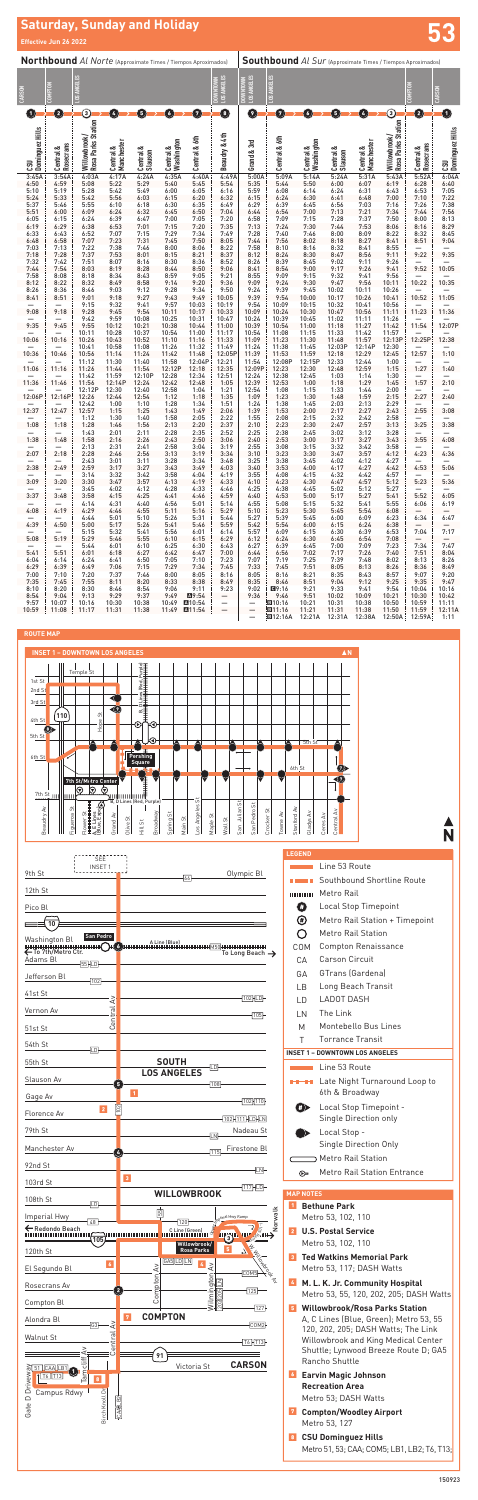# Saturday, Sunday and Holiday

Effective Jun 26 2022

# 53

## Northbound *Al Norte* (Approximate Times / Tiempos Aproximados)

| CARSON | COMPTON | | LOS ANGELES | | | | DOWNTOWN LOS ANGELES |
|---|---|---|---|---|---|---|---|
| 1 | 2 | 3 | 4 | 5 | 6 | 7 | 8 |
| CSU Dominguez Hills | Central & Rosecrans | Willowbrook/Rosa Parks Station | Central & Manchester | Central & Slauson | Central & Washington | Central & 4th | Beaudry & 4th |
| 3:45A | 3:54A | 4:03A | 4:17A | 4:24A | 4:35A | 4:40A | 4:49A |
| 4:50 | 4:59 | 5:08 | 5:22 | 5:29 | 5:40 | 5:45 | 5:54 |
| 5:10 | 5:19 | 5:28 | 5:42 | 5:49 | 6:00 | 6:05 | 6:16 |
| 5:24 | 5:33 | 5:42 | 5:56 | 6:03 | 6:15 | 6:20 | 6:32 |
| 5:37 | 5:46 | 5:56 | 6:10 | 6:18 | 6:30 | 6:35 | 6:49 |
| 5:51 | 6:00 | 6:09 | 6:24 | 6:32 | 6:45 | 6:50 | 7:04 |
| 6:05 | 6:15 | 6:24 | 6:39 | 6:47 | 7:00 | 7:05 | 7:20 |
| 6:19 | 6:29 | 6:38 | 6:53 | 7:01 | 7:15 | 7:20 | 7:35 |
| 6:33 | 6:43 | 6:52 | 7:07 | 7:15 | 7:29 | 7:34 | 7:49 |
| 6:48 | 6:58 | 7:07 | 7:23 | 7:31 | 7:45 | 7:50 | 8:05 |
| 7:03 | 7:13 | 7:22 | 7:38 | 7:46 | 8:00 | 8:06 | 8:22 |
| 7:18 | 7:28 | 7:37 | 7:53 | 8:01 | 8:15 | 8:21 | 8:37 |
| 7:32 | 7:42 | 7:51 | 8:07 | 8:16 | 8:30 | 8:36 | 8:52 |
| 7:44 | 7:54 | 8:03 | 8:19 | 8:28 | 8:44 | 8:50 | 9:06 |
| 7:58 | 8:08 | 8:18 | 8:34 | 8:43 | 8:59 | 9:05 | 9:21 |
| 8:12 | 8:22 | 8:32 | 8:49 | 8:58 | 9:14 | 9:20 | 9:36 |
| 8:26 | 8:36 | 8:46 | 9:03 | 9:12 | 9:28 | 9:34 | 9:50 |
| 8:41 | 8:51 | 9:01 | 9:18 | 9:27 | 9:43 | 9:49 | 10:05 |
| — | — | 9:15 | 9:32 | 9:41 | 9:57 | 10:03 | 10:19 |
| 9:08 | 9:18 | 9:28 | 9:45 | 9:54 | 10:11 | 10:17 | 10:33 |
| — | — | 9:42 | 9:59 | 10:08 | 10:25 | 10:31 | 10:47 |
| 9:35 | 9:45 | 9:55 | 10:12 | 10:21 | 10:38 | 10:44 | 11:00 |
| — | — | 10:11 | 10:28 | 10:37 | 10:54 | 11:00 | 11:17 |
| 10:06 | 10:16 | 10:26 | 10:43 | 10:52 | 11:10 | 11:16 | 11:33 |
| — | — | 10:41 | 10:58 | 11:08 | 11:26 | 11:32 | 11:49 |
| 10:36 | 10:46 | 10:56 | 11:14 | 11:24 | 11:42 | 11:48 | 12:05P |
| — | — | 11:12 | 11:30 | 11:40 | 11:58 | 12:04P | 12:21 |
| 11:06 | 11:16 | 11:26 | 11:44 | 11:54 | 12:12P | 12:18 | 12:35 |
| — | — | 11:42 | 11:59 | 12:10P | 12:28 | 12:34 | 12:51 |
| 11:36 | 11:46 | 11:56 | 12:14P | 12:24 | 12:42 | 12:48 | 1:05 |
| — | — | 12:12P | 12:30 | 12:40 | 12:58 | 1:04 | 1:21 |
| 12:06P | 12:16P | 12:26 | 12:44 | 12:54 | 1:12 | 1:18 | 1:35 |
| — | — | 12:42 | 12:59 | 1:09 | 1:28 | 1:34 | 1:51 |
| 12:37 | 12:47 | 12:57 | 1:15 | 1:25 | 1:43 | 1:49 | 2:06 |
| — | — | 1:12 | 1:30 | 1:40 | 1:58 | 2:05 | 2:22 |
| 1:08 | 1:18 | 1:28 | 1:46 | 1:56 | 2:13 | 2:20 | 2:37 |
| — | — | 1:43 | 2:01 | 2:11 | 2:28 | 2:35 | 2:52 |
| 1:38 | 1:48 | 1:58 | 2:16 | 2:26 | 2:43 | 2:50 | 3:06 |
| — | — | 2:13 | 2:31 | 2:41 | 2:58 | 3:04 | 3:19 |
| 2:07 | 2:18 | 2:28 | 2:46 | 2:56 | 3:13 | 3:19 | 3:34 |
| — | — | 2:43 | 3:01 | 3:11 | 3:28 | 3:34 | 3:48 |
| 2:38 | 2:49 | 2:59 | 3:17 | 3:27 | 3:43 | 3:49 | 4:03 |
| — | — | 3:14 | 3:32 | 3:42 | 3:58 | 4:04 | 4:19 |
| 3:09 | 3:20 | 3:30 | 3:47 | 3:57 | 4:13 | 4:19 | 4:33 |
| — | — | 3:45 | 4:02 | 4:12 | 4:28 | 4:33 | 4:46 |
| 3:37 | 3:48 | 3:58 | 4:15 | 4:25 | 4:41 | 4:46 | 4:59 |
| — | — | 4:14 | 4:31 | 4:40 | 4:56 | 5:01 | 5:14 |
| 4:08 | 4:19 | 4:29 | 4:46 | 4:55 | 5:11 | 5:16 | 5:29 |
| — | — | 4:44 | 5:01 | 5:10 | 5:26 | 5:31 | 5:44 |
| 4:39 | 4:50 | 5:00 | 5:17 | 5:26 | 5:41 | 5:46 | 5:59 |
| — | — | 5:15 | 5:32 | 5:41 | 5:56 | 6:01 | 6:14 |
| 5:08 | 5:19 | 5:29 | 5:46 | 5:55 | 6:10 | 6:15 | 6:29 |
| — | — | 5:44 | 6:01 | 6:10 | 6:25 | 6:30 | 6:43 |
| 5:41 | 5:51 | 6:01 | 6:18 | 6:27 | 6:42 | 6:47 | 7:00 |
| 6:04 | 6:14 | 6:24 | 6:41 | 6:50 | 7:05 | 7:10 | 7:23 |
| 6:29 | 6:39 | 6:49 | 7:06 | 7:15 | 7:29 | 7:34 | 7:47 |
| 7:00 | 7:10 | 7:20 | 7:37 | 7:46 | 8:00 | 8:05 | 8:18 |
| 7:35 | 7:45 | 7:55 | 8:11 | 8:20 | 8:33 | 8:38 | 8:49 |
| 8:10 | 8:20 | 8:30 | 8:46 | 8:54 | 9:06 | 9:11 | 9:23 |
| 8:54 | 9:04 | 9:13 | 9:29 | 9:37 | 9:49 | A9:54 | — |
| 9:57 | 10:07 | 10:16 | 10:30 | 10:38 | 10:49 | A10:54 | — |
| 10:59 | 11:08 | 11:17 | 11:31 | 11:38 | 11:49 | A11:54 | — |

## Southbound *Al Sur* (Approximate Times / Tiempos Aproximados)

| DOWNTOWN LOS ANGELES | LOS ANGELES | | | | | COMPTON | CARSON |
|---|---|---|---|---|---|---|---|
| 9 | 7 | 6 | 5 | 4 | 3 | 2 | 1 |
| Grand & 3rd | Central & 4th | Central & Washington | Central & Slauson | Central & Manchester | Willowbrook/Rosa Parks Station | Central & Rosecrans | CSU Dominguez Hills |
| 5:00A | 5:09A | 5:14A | 5:24A | 5:31A | 5:43A | 5:52A | 6:04A |
| 5:35 | 5:44 | 5:50 | 6:00 | 6:07 | 6:19 | 6:28 | 6:40 |
| 6:00 | 6:08 | 6:14 | 6:24 | 6:31 | 6:43 | 6:53 | 7:05 |
| 6:15 | 6:24 | 6:30 | 6:41 | 6:48 | 7:00 | 7:10 | 7:22 |
| 6:29 | 6:39 | 6:45 | 6:56 | 7:03 | 7:16 | 7:26 | 7:38 |
| 6:44 | 6:54 | 7:00 | 7:13 | 7:21 | 7:34 | 7:44 | 7:56 |
| 6:58 | 7:09 | 7:15 | 7:28 | 7:37 | 7:50 | 8:00 | 8:13 |
| 7:13 | 7:24 | 7:30 | 7:44 | 7:53 | 8:06 | 8:16 | 8:29 |
| 7:28 | 7:40 | 7:46 | 8:00 | 8:09 | 8:22 | 8:32 | 8:45 |
| 7:44 | 7:56 | 8:02 | 8:18 | 8:27 | 8:41 | 8:51 | 9:04 |
| 7:58 | 8:10 | 8:16 | 8:32 | 8:41 | 8:55 | — | — |
| 8:12 | 8:24 | 8:30 | 8:47 | 8:56 | 9:11 | 9:22 | 9:35 |
| 8:26 | 8:39 | 8:45 | 9:02 | 9:11 | 9:26 | — | — |
| 8:41 | 8:54 | 9:00 | 9:17 | 9:26 | 9:41 | 9:52 | 10:05 |
| 8:55 | 9:09 | 9:15 | 9:32 | 9:41 | 9:56 | — | — |
| 9:09 | 9:24 | 9:30 | 9:47 | 9:56 | 10:11 | 10:22 | 10:35 |
| 9:24 | 9:39 | 9:45 | 10:02 | 10:11 | 10:26 | — | — |
| 9:39 | 9:54 | 10:00 | 10:17 | 10:26 | 10:41 | 10:52 | 11:05 |
| 9:54 | 10:09 | 10:15 | 10:32 | 10:41 | 10:56 | — | — |
| 10:09 | 10:24 | 10:30 | 10:47 | 10:56 | 11:11 | 11:23 | 11:36 |
| 10:24 | 10:39 | 10:45 | 11:02 | 11:11 | 11:26 | — | — |
| 10:39 | 10:54 | 11:00 | 11:18 | 11:27 | 11:42 | 11:54 | 12:07P |
| 10:54 | 11:08 | 11:15 | 11:33 | 11:42 | 11:57 | — | — |
| 11:09 | 11:23 | 11:30 | 11:48 | 11:57 | 12:13P | 12:25P | 12:38 |
| 11:24 | 11:38 | 11:45 | 12:03P | 12:12P | 12:28 | — | — |
| 11:39 | 11:53 | 11:59 | 12:18 | 12:27 | 12:43 | 12:57 | 1:10 |
| 11:54 | 12:08P | 12:15P | 12:33 | 12:44 | 1:00 | — | — |
| 12:09P | 12:23 | 12:30 | 12:48 | 12:59 | 1:15 | 1:27 | 1:40 |
| 12:24 | 12:38 | 12:45 | 1:03 | 1:14 | 1:30 | — | — |
| 12:39 | 12:53 | 1:00 | 1:18 | 1:29 | 1:45 | 1:57 | 2:10 |
| 12:54 | 1:08 | 1:15 | 1:33 | 1:44 | 2:00 | — | — |
| 1:09 | 1:23 | 1:30 | 1:48 | 1:59 | 2:15 | 2:27 | 2:40 |
| 1:24 | 1:38 | 1:45 | 2:03 | 2:13 | 2:29 | — | — |
| 1:39 | 1:53 | 2:00 | 2:17 | 2:27 | 2:43 | 2:55 | 3:08 |
| 1:54 | 2:08 | 2:15 | 2:32 | 2:42 | 2:58 | — | — |
| 2:09 | 2:23 | 2:30 | 2:47 | 2:57 | 3:13 | 3:25 | 3:38 |
| 2:25 | 2:38 | 2:45 | 3:02 | 3:12 | 3:28 | — | — |
| 2:40 | 2:53 | 3:00 | 3:17 | 3:27 | 3:43 | 3:55 | 4:08 |
| 2:55 | 3:08 | 3:15 | 3:32 | 3:42 | 3:58 | — | — |
| 3:10 | 3:23 | 3:30 | 3:47 | 3:57 | 4:12 | 4:23 | 4:36 |
| 3:25 | 3:38 | 3:45 | 4:02 | 4:12 | 4:27 | — | — |
| 3:40 | 3:53 | 4:00 | 4:17 | 4:27 | 4:42 | 4:53 | 5:06 |
| 3:55 | 4:08 | 4:15 | 4:32 | 4:42 | 4:57 | — | — |
| 4:10 | 4:23 | 4:30 | 4:47 | 4:57 | 5:12 | 5:23 | 5:36 |
| 4:25 | 4:38 | 4:45 | 5:02 | 5:12 | 5:27 | — | — |
| 4:40 | 4:53 | 5:00 | 5:17 | 5:27 | 5:41 | 5:52 | 6:05 |
| 4:55 | 5:08 | 5:15 | 5:32 | 5:41 | 5:55 | — | — |
| 5:12 | 5:23 | 5:30 | 5:46 | 5:55 | 6:08 | 6:19 | 6:32 |
| 5:27 | 5:39 | 5:45 | 6:00 | 6:09 | 6:22 | — | — |
| 5:42 | 5:54 | 6:00 | 6:16 | 6:25 | 6:38 | 6:49 | 7:02 |
| 5:57 | 6:09 | 6:15 | 6:30 | 6:38 | 6:51 | — | — |
| 6:12 | 6:24 | 6:30 | 6:45 | 6:53 | 7:06 | 7:16 | 7:29 |
| 6:27 | 6:39 | 6:45 | 7:00 | 7:09 | 7:22 | — | — |
| 6:44 | 6:56 | 7:02 | 7:17 | 7:26 | 7:40 | 7:51 | 8:04 |
| 7:07 | 7:19 | 7:25 | 7:39 | 7:48 | 8:02 | 8:13 | 8:26 |
| 7:33 | 7:45 | 7:51 | 8:05 | 8:13 | 8:27 | 8:36 | 8:49 |
| 8:02 | 8:14 | 8:21 | 8:35 | 8:43 | 8:57 | 9:07 | 9:20 |
| 8:35 | 8:46 | 8:51 | 9:04 | 9:12 | 9:25 | 9:35 | 9:47 |
| 9:02 | B9:16 | 9:21 | 9:33 | 9:41 | 9:54 | 10:04 | 10:16 |
| 9:36 | 9:46 | 9:51 | 10:02 | 10:09 | 10:21 | 10:30 | 10:42 |
| — | B10:16 | 10:21 | 10:31 | 10:38 | 10:50 | 10:59 | 11:11 |
| — | B11:16 | 11:21 | 11:31 | 11:38 | 11:50 | 11:59 | 12:11A |
| — | B12:16A | 12:21A | 12:31A | 12:38A | 12:50A | 12:59A | 1:11 |

## ROUTE MAP

INSET 1 – DOWNTOWN LOS ANGELES

### LEGEND

- Line 53 Route
- Southbound Shortline Route
- Metro Rail
- Local Stop Timepoint
- Metro Rail Station + Timepoint
- Metro Rail Station
- COM Compton Renaissance
- CA Carson Circuit
- GA GTrans (Gardena)
- LB Long Beach Transit
- LD LADOT DASH
- LN The Link
- M Montebello Bus Lines
- T Torrance Transit

INSET 1 – DOWNTOWN LOS ANGELES

- Line 53 Route
- Late Night Turnaround Loop to 6th & Broadway
- Local Stop Timepoint - Single Direction only
- Local Stop - Single Direction Only
- Metro Rail Station
- Metro Rail Station Entrance

### MAP NOTES

1. **Bethune Park** Metro 53, 102, 110
2. **U.S. Postal Service** Metro 53, 102, 110
3. **Ted Watkins Memorial Park** Metro 53, 117; DASH Watts
4. **M. L. K. Jr. Community Hospital** Metro 53, 55, 120, 202, 205; DASH Watts
5. **Willowbrook/Rosa Parks Station** A, C Lines (Blue, Green); Metro 53, 55, 120, 202, 205; DASH Watts; The Link Willowbrook and King Medical Center Shuttle; Lynwood Breeze Route D; GA5 Rancho Shuttle
6. **Earvin Magic Johnson Recreation Area** Metro 53; DASH Watts
7. **Compton/Woodley Airport** Metro 53, 127
8. **CSU Dominguez Hills** Metro 51, 53; CAA; COM5; LB1, LB2; T6, T13

150923